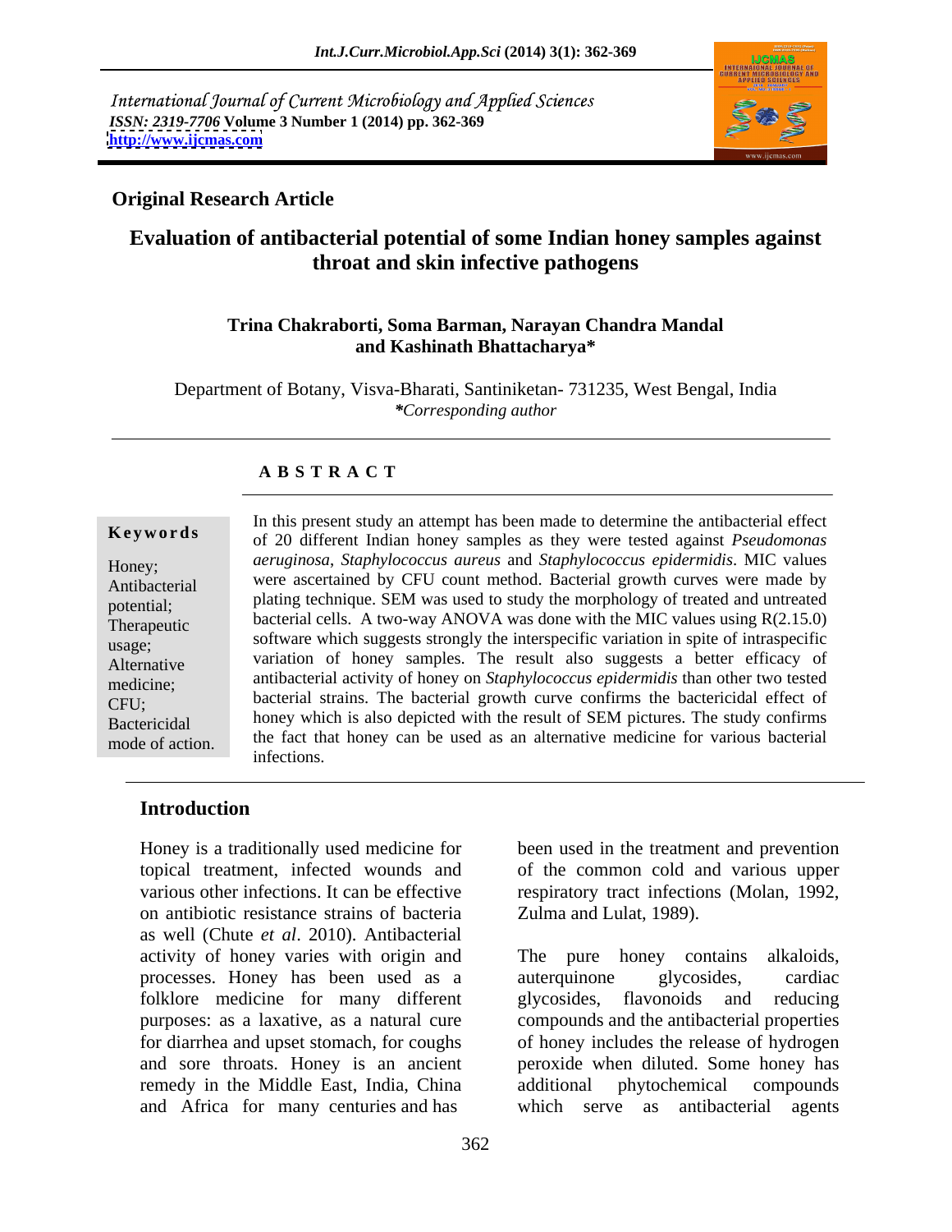International Journal of Current Microbiology and Applied Sciences
*ISSN: 2319-7706* Volume 3 Number 1 (2014) pp. 362-369
http://www.ijcmas.com

**Original Research Article**

# Evaluation of antibacterial potential of some Indian honey samples against throat and skin infective pathogens

**Trina Chakraborti, Soma Barman, Narayan Chandra Mandal and Kashinath Bhattacharya***

Department of Botany, Visva-Bharati, Santiniketan- 731235, West Bengal, India
*\*Corresponding author*

## A B S T R A C T

**Keywords**

Honey; Antibacterial potential; Therapeutic usage; Alternative medicine; CFU; Bactericidal mode of action.

In this present study an attempt has been made to determine the antibacterial effect of 20 different Indian honey samples as they were tested against *Pseudomonas aeruginosa*, *Staphylococcus aureus* and *Staphylococcus epidermidis*. MIC values were ascertained by CFU count method. Bacterial growth curves were made by plating technique. SEM was used to study the morphology of treated and untreated bacterial cells. A two-way ANOVA was done with the MIC values using R(2.15.0) software which suggests strongly the interspecific variation in spite of intraspecific variation of honey samples. The result also suggests a better efficacy of antibacterial activity of honey on *Staphylococcus epidermidis* than other two tested bacterial strains. The bacterial growth curve confirms the bactericidal effect of honey which is also depicted with the result of SEM pictures. The study confirms the fact that honey can be used as an alternative medicine for various bacterial infections.

## Introduction

Honey is a traditionally used medicine for topical treatment, infected wounds and various other infections. It can be effective on antibiotic resistance strains of bacteria as well (Chute *et al*. 2010). Antibacterial activity of honey varies with origin and processes. Honey has been used as a folklore medicine for many different purposes: as a laxative, as a natural cure for diarrhea and upset stomach, for coughs and sore throats. Honey is an ancient remedy in the Middle East, India, China and Africa for many centuries and has been used in the treatment and prevention of the common cold and various upper respiratory tract infections (Molan, 1992, Zulma and Lulat, 1989).

The pure honey contains alkaloids, auterquinone glycosides, cardiac glycosides, flavonoids and reducing compounds and the antibacterial properties of honey includes the release of hydrogen peroxide when diluted. Some honey has additional phytochemical compounds which serve as antibacterial agents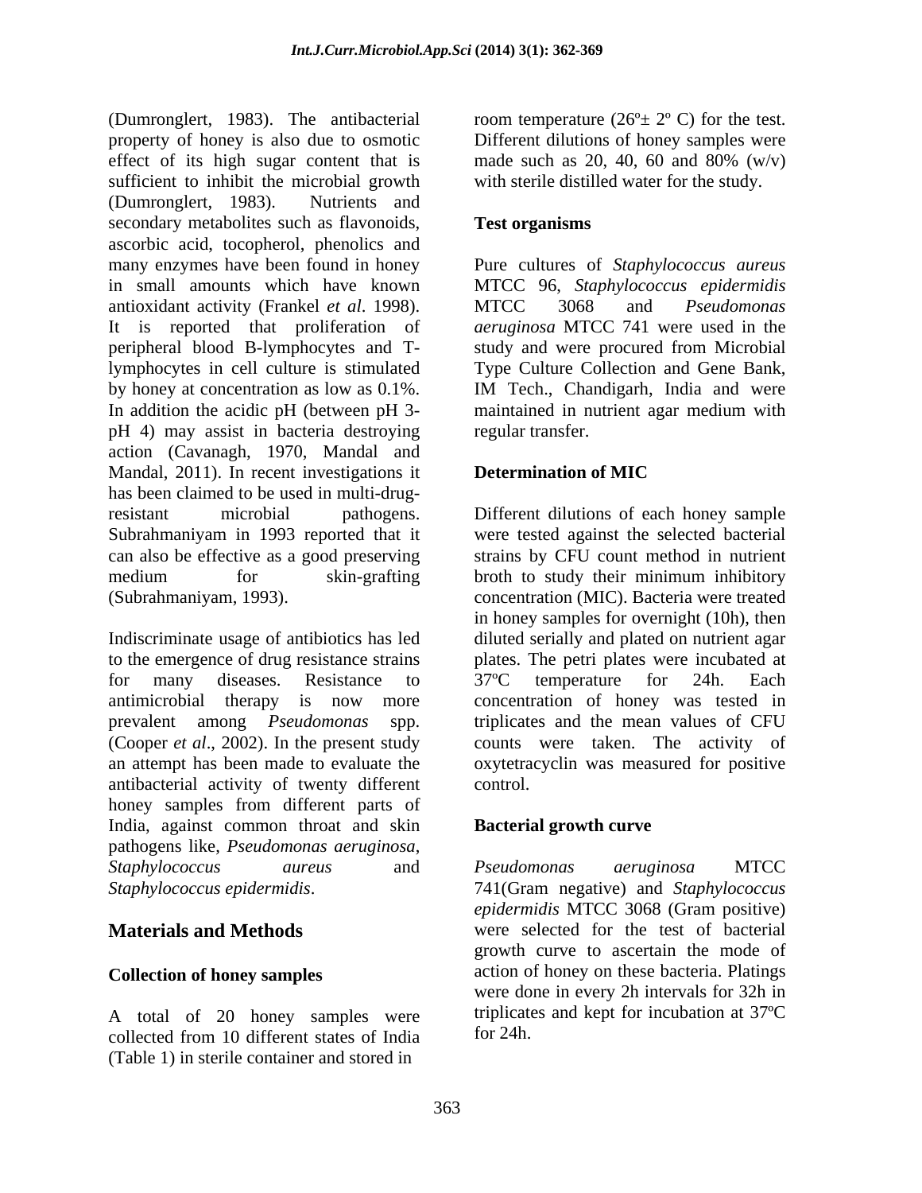(Dumronglert, 1983). The antibacterial property of honey is also due to osmotic effect of its high sugar content that is sufficient to inhibit the microbial growth (Dumronglert, 1983). Nutrients and secondary metabolites such as flavonoids, ascorbic acid, tocopherol, phenolics and many enzymes have been found in honey in small amounts which have known antioxidant activity (Frankel *et al*. 1998). It is reported that proliferation of peripheral blood B-lymphocytes and T-lymphocytes in cell culture is stimulated by honey at concentration as low as 0.1%. In addition the acidic pH (between pH 3-pH 4) may assist in bacteria destroying action (Cavanagh, 1970, Mandal and Mandal, 2011). In recent investigations it has been claimed to be used in multi-drug-resistant microbial pathogens. Subrahmaniyam in 1993 reported that it can also be effective as a good preserving medium for skin-grafting (Subrahmaniyam, 1993).

Indiscriminate usage of antibiotics has led to the emergence of drug resistance strains for many diseases. Resistance to antimicrobial therapy is now more prevalent among *Pseudomonas* spp. (Cooper *et al*., 2002). In the present study an attempt has been made to evaluate the antibacterial activity of twenty different honey samples from different parts of India, against common throat and skin pathogens like, *Pseudomonas aeruginosa*, *Staphylococcus aureus* and *Staphylococcus epidermidis*.

## Materials and Methods

### Collection of honey samples

A total of 20 honey samples were collected from 10 different states of India (Table 1) in sterile container and stored in room temperature (26º± 2º C) for the test. Different dilutions of honey samples were made such as 20, 40, 60 and 80% (w/v) with sterile distilled water for the study.

### Test organisms

Pure cultures of *Staphylococcus aureus* MTCC 96, *Staphylococcus epidermidis* MTCC 3068 and *Pseudomonas aeruginosa* MTCC 741 were used in the study and were procured from Microbial Type Culture Collection and Gene Bank, IM Tech., Chandigarh, India and were maintained in nutrient agar medium with regular transfer.

### Determination of MIC

Different dilutions of each honey sample were tested against the selected bacterial strains by CFU count method in nutrient broth to study their minimum inhibitory concentration (MIC). Bacteria were treated in honey samples for overnight (10h), then diluted serially and plated on nutrient agar plates. The petri plates were incubated at 37ºC temperature for 24h. Each concentration of honey was tested in triplicates and the mean values of CFU counts were taken. The activity of oxytetracyclin was measured for positive control.

### Bacterial growth curve

*Pseudomonas aeruginosa* MTCC 741(Gram negative) and *Staphylococcus epidermidis* MTCC 3068 (Gram positive) were selected for the test of bacterial growth curve to ascertain the mode of action of honey on these bacteria. Platings were done in every 2h intervals for 32h in triplicates and kept for incubation at 37ºC for 24h.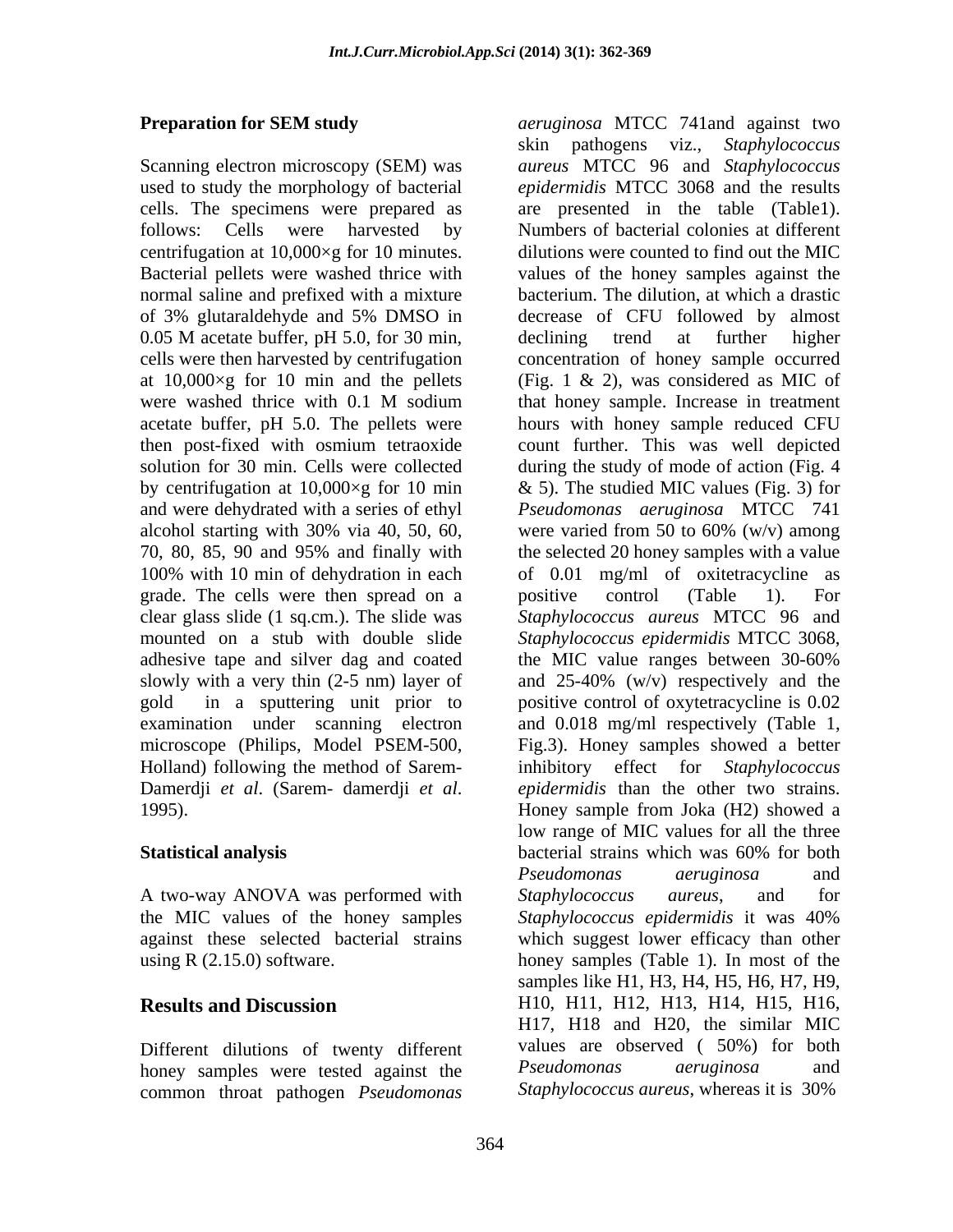### Preparation for SEM study

Scanning electron microscopy (SEM) was used to study the morphology of bacterial cells. The specimens were prepared as follows: Cells were harvested by centrifugation at 10,000×g for 10 minutes. Bacterial pellets were washed thrice with normal saline and prefixed with a mixture of 3% glutaraldehyde and 5% DMSO in 0.05 M acetate buffer, pH 5.0, for 30 min, cells were then harvested by centrifugation at 10,000×g for 10 min and the pellets were washed thrice with 0.1 M sodium acetate buffer, pH 5.0. The pellets were then post-fixed with osmium tetraoxide solution for 30 min. Cells were collected by centrifugation at 10,000×g for 10 min and were dehydrated with a series of ethyl alcohol starting with 30% via 40, 50, 60, 70, 80, 85, 90 and 95% and finally with 100% with 10 min of dehydration in each grade. The cells were then spread on a clear glass slide (1 sq.cm.). The slide was mounted on a stub with double slide adhesive tape and silver dag and coated slowly with a very thin (2-5 nm) layer of gold in a sputtering unit prior to examination under scanning electron microscope (Philips, Model PSEM-500, Holland) following the method of Sarem-Damerdji *et al*. (Sarem- damerdji *et al*. 1995).

### Statistical analysis

A two-way ANOVA was performed with the MIC values of the honey samples against these selected bacterial strains using R (2.15.0) software.

## Results and Discussion

Different dilutions of twenty different honey samples were tested against the common throat pathogen *Pseudomonas aeruginosa* MTCC 741and against two skin pathogens viz., *Staphylococcus aureus* MTCC 96 and *Staphylococcus epidermidis* MTCC 3068 and the results are presented in the table (Table1). Numbers of bacterial colonies at different dilutions were counted to find out the MIC values of the honey samples against the bacterium. The dilution, at which a drastic decrease of CFU followed by almost declining trend at further higher concentration of honey sample occurred (Fig. 1 & 2), was considered as MIC of that honey sample. Increase in treatment hours with honey sample reduced CFU count further. This was well depicted during the study of mode of action (Fig. 4 & 5). The studied MIC values (Fig. 3) for *Pseudomonas aeruginosa* MTCC 741 were varied from 50 to 60% (w/v) among the selected 20 honey samples with a value of 0.01 mg/ml of oxitetracycline as positive control (Table 1). For *Staphylococcus aureus* MTCC 96 and *Staphylococcus epidermidis* MTCC 3068, the MIC value ranges between 30-60% and 25-40% (w/v) respectively and the positive control of oxytetracycline is 0.02 and 0.018 mg/ml respectively (Table 1, Fig.3). Honey samples showed a better inhibitory effect for *Staphylococcus epidermidis* than the other two strains. Honey sample from Joka (H2) showed a low range of MIC values for all the three bacterial strains which was 60% for both *Pseudomonas aeruginosa* and *Staphylococcus aureus*, and for *Staphylococcus epidermidis* it was 40% which suggest lower efficacy than other honey samples (Table 1). In most of the samples like H1, H3, H4, H5, H6, H7, H9, H10, H11, H12, H13, H14, H15, H16, H17, H18 and H20, the similar MIC values are observed ( 50%) for both *Pseudomonas aeruginosa* and *Staphylococcus aureus*, whereas it is 30%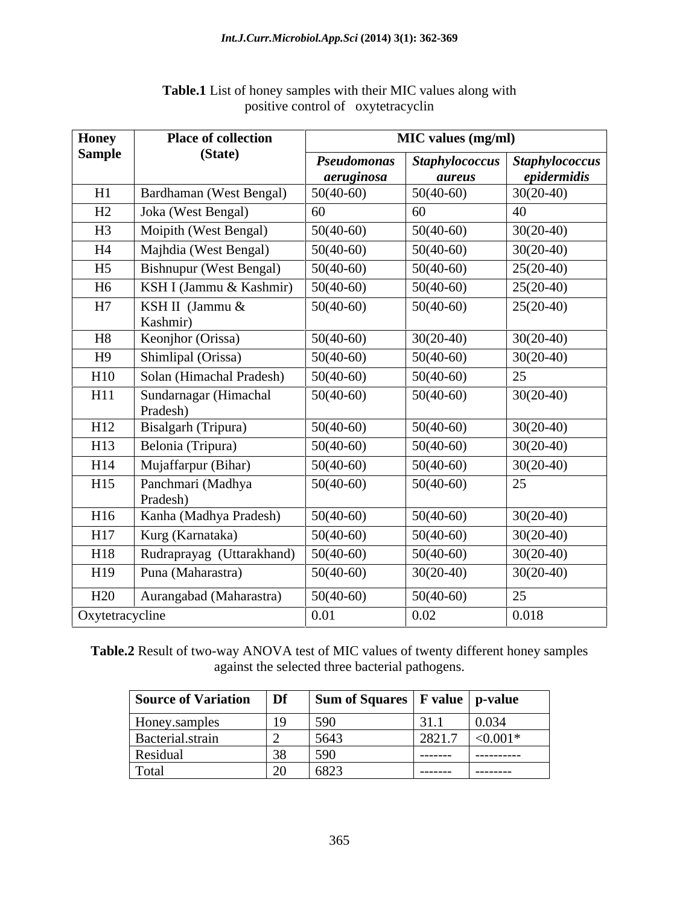**Table.1** List of honey samples with their MIC values along with positive control of oxytetracyclin

| Honey Sample | Place of collection (State) | MIC values (mg/ml) | | |
|---|---|---|---|---|
| | | *Pseudomonas aeruginosa* | *Staphylococcus aureus* | *Staphylococcus epidermidis* |
| H1 | Bardhaman (West Bengal) | 50(40-60) | 50(40-60) | 30(20-40) |
| H2 | Joka (West Bengal) | 60 | 60 | 40 |
| H3 | Moipith (West Bengal) | 50(40-60) | 50(40-60) | 30(20-40) |
| H4 | Majhdia (West Bengal) | 50(40-60) | 50(40-60) | 30(20-40) |
| H5 | Bishnupur (West Bengal) | 50(40-60) | 50(40-60) | 25(20-40) |
| H6 | KSH I (Jammu & Kashmir) | 50(40-60) | 50(40-60) | 25(20-40) |
| H7 | KSH II (Jammu & Kashmir) | 50(40-60) | 50(40-60) | 25(20-40) |
| H8 | Keonjhor (Orissa) | 50(40-60) | 30(20-40) | 30(20-40) |
| H9 | Shimlipal (Orissa) | 50(40-60) | 50(40-60) | 30(20-40) |
| H10 | Solan (Himachal Pradesh) | 50(40-60) | 50(40-60) | 25 |
| H11 | Sundarnagar (Himachal Pradesh) | 50(40-60) | 50(40-60) | 30(20-40) |
| H12 | Bisalgarh (Tripura) | 50(40-60) | 50(40-60) | 30(20-40) |
| H13 | Belonia (Tripura) | 50(40-60) | 50(40-60) | 30(20-40) |
| H14 | Mujaffarpur (Bihar) | 50(40-60) | 50(40-60) | 30(20-40) |
| H15 | Panchmari (Madhya Pradesh) | 50(40-60) | 50(40-60) | 25 |
| H16 | Kanha (Madhya Pradesh) | 50(40-60) | 50(40-60) | 30(20-40) |
| H17 | Kurg (Karnataka) | 50(40-60) | 50(40-60) | 30(20-40) |
| H18 | Rudraprayag (Uttarakhand) | 50(40-60) | 50(40-60) | 30(20-40) |
| H19 | Puna (Maharastra) | 50(40-60) | 30(20-40) | 30(20-40) |
| H20 | Aurangabad (Maharastra) | 50(40-60) | 50(40-60) | 25 |
| Oxytetracycline | | 0.01 | 0.02 | 0.018 |

**Table.2** Result of two-way ANOVA test of MIC values of twenty different honey samples against the selected three bacterial pathogens.

| Source of Variation | Df | Sum of Squares | F value | p-value |
|---|---|---|---|---|
| Honey.samples | 19 | 590 | 31.1 | 0.034 |
| Bacterial.strain | 2 | 5643 | 2821.7 | <0.001* |
| Residual | 38 | 590 | ------- | ---------- |
| Total | 20 | 6823 | ------- | -------- |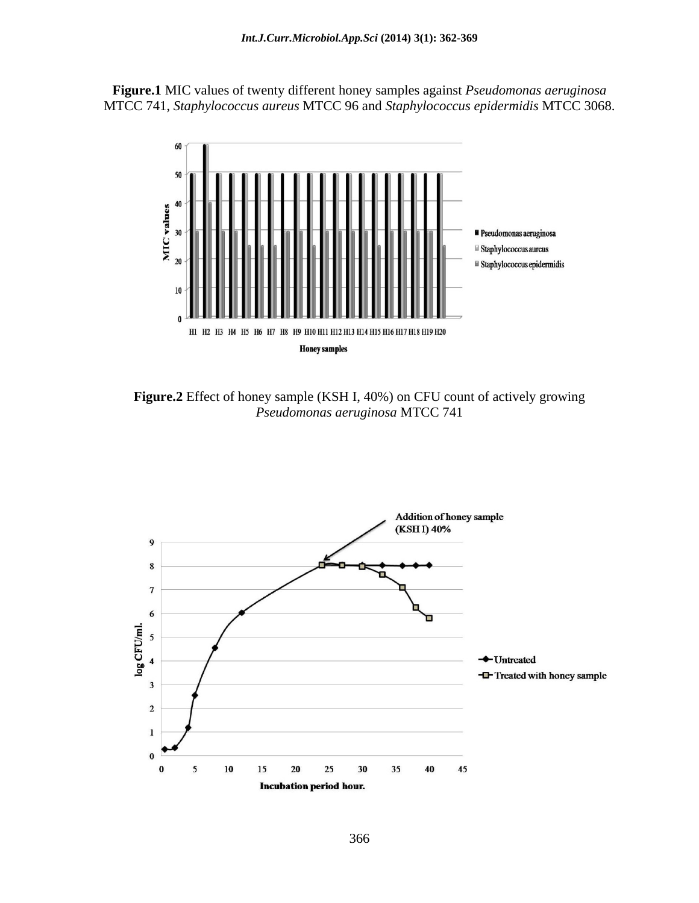**Figure.1** MIC values of twenty different honey samples against *Pseudomonas aeruginosa* MTCC 741, *Staphylococcus aureus* MTCC 96 and *Staphylococcus epidermidis* MTCC 3068.

**Figure.2** Effect of honey sample (KSH I, 40%) on CFU count of actively growing *Pseudomonas aeruginosa* MTCC 741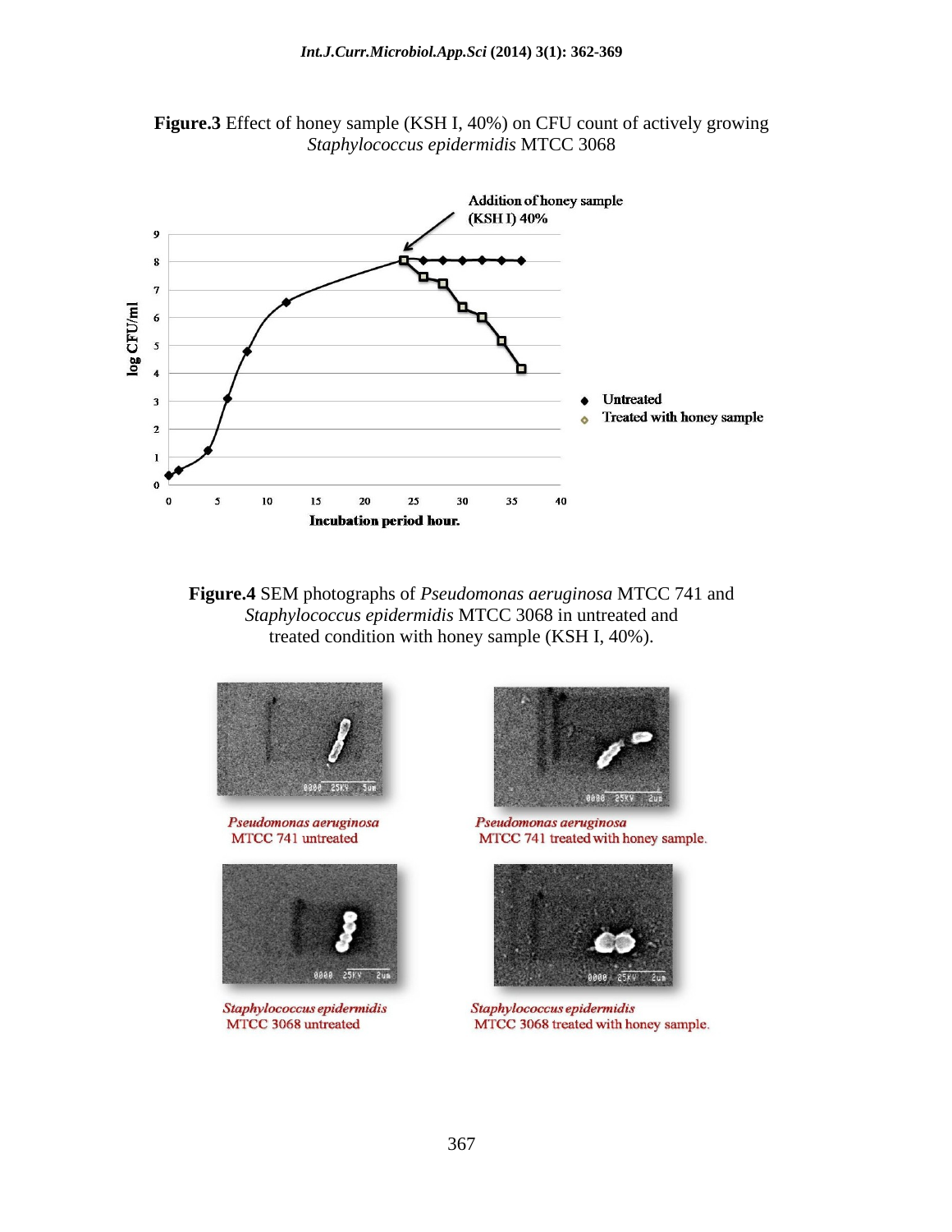**Figure.3** Effect of honey sample (KSH I, 40%) on CFU count of actively growing *Staphylococcus epidermidis* MTCC 3068

**Figure.4** SEM photographs of *Pseudomonas aeruginosa* MTCC 741 and *Staphylococcus epidermidis* MTCC 3068 in untreated and treated condition with honey sample (KSH I, 40%).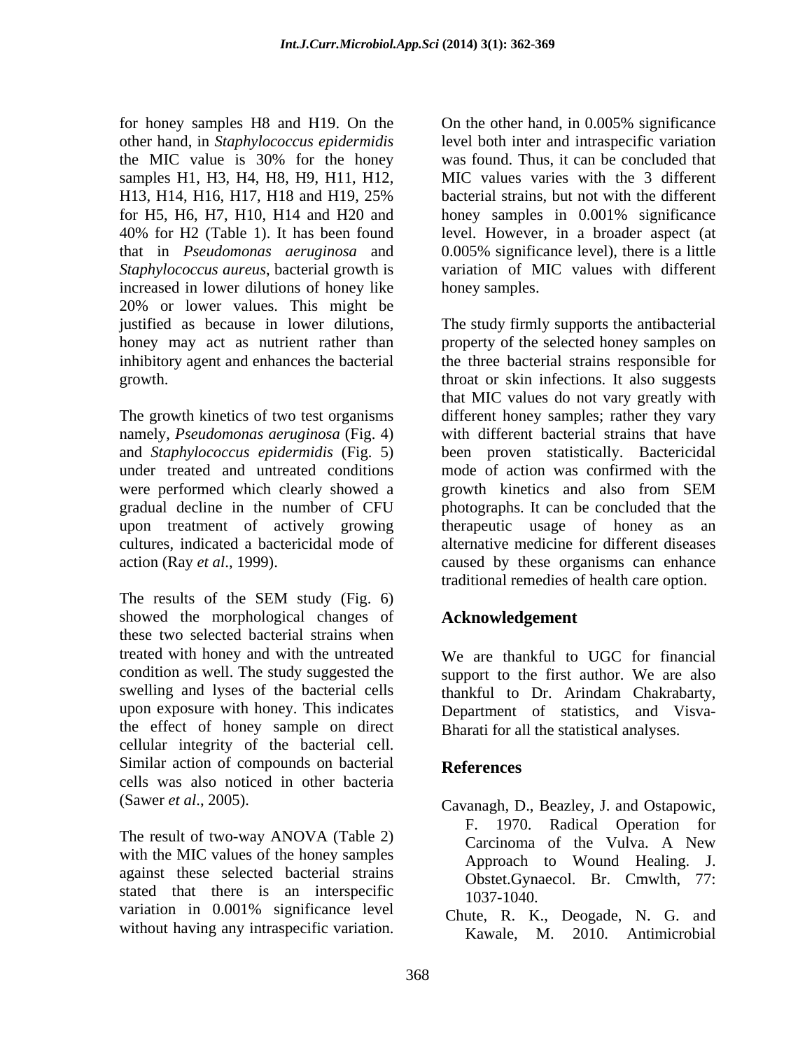for honey samples H8 and H19. On the other hand, in *Staphylococcus epidermidis* the MIC value is 30% for the honey samples H1, H3, H4, H8, H9, H11, H12, H13, H14, H16, H17, H18 and H19, 25% for H5, H6, H7, H10, H14 and H20 and 40% for H2 (Table 1). It has been found that in *Pseudomonas aeruginosa* and *Staphylococcus aureus*, bacterial growth is increased in lower dilutions of honey like 20% or lower values. This might be justified as because in lower dilutions, honey may act as nutrient rather than inhibitory agent and enhances the bacterial growth.

The growth kinetics of two test organisms namely, *Pseudomonas aeruginosa* (Fig. 4) and *Staphylococcus epidermidis* (Fig. 5) under treated and untreated conditions were performed which clearly showed a gradual decline in the number of CFU upon treatment of actively growing cultures, indicated a bactericidal mode of action (Ray *et al*., 1999).

The results of the SEM study (Fig. 6) showed the morphological changes of these two selected bacterial strains when treated with honey and with the untreated condition as well. The study suggested the swelling and lyses of the bacterial cells upon exposure with honey. This indicates the effect of honey sample on direct cellular integrity of the bacterial cell. Similar action of compounds on bacterial cells was also noticed in other bacteria (Sawer *et al*., 2005).

The result of two-way ANOVA (Table 2) with the MIC values of the honey samples against these selected bacterial strains stated that there is an interspecific variation in 0.001% significance level without having any intraspecific variation. On the other hand, in 0.005% significance level both inter and intraspecific variation was found. Thus, it can be concluded that MIC values varies with the 3 different bacterial strains, but not with the different honey samples in 0.001% significance level. However, in a broader aspect (at 0.005% significance level), there is a little variation of MIC values with different honey samples.

The study firmly supports the antibacterial property of the selected honey samples on the three bacterial strains responsible for throat or skin infections. It also suggests that MIC values do not vary greatly with different honey samples; rather they vary with different bacterial strains that have been proven statistically. Bactericidal mode of action was confirmed with the growth kinetics and also from SEM photographs. It can be concluded that the therapeutic usage of honey as an alternative medicine for different diseases caused by these organisms can enhance traditional remedies of health care option.

## Acknowledgement

We are thankful to UGC for financial support to the first author. We are also thankful to Dr. Arindam Chakrabarty, Department of statistics, and Visva-Bharati for all the statistical analyses.

## References

Cavanagh, D., Beazley, J. and Ostapowic, F. 1970. Radical Operation for Carcinoma of the Vulva. A New Approach to Wound Healing. J. Obstet.Gynaecol. Br. Cmwlth, 77: 1037-1040.

Chute, R. K., Deogade, N. G. and Kawale, M. 2010. Antimicrobial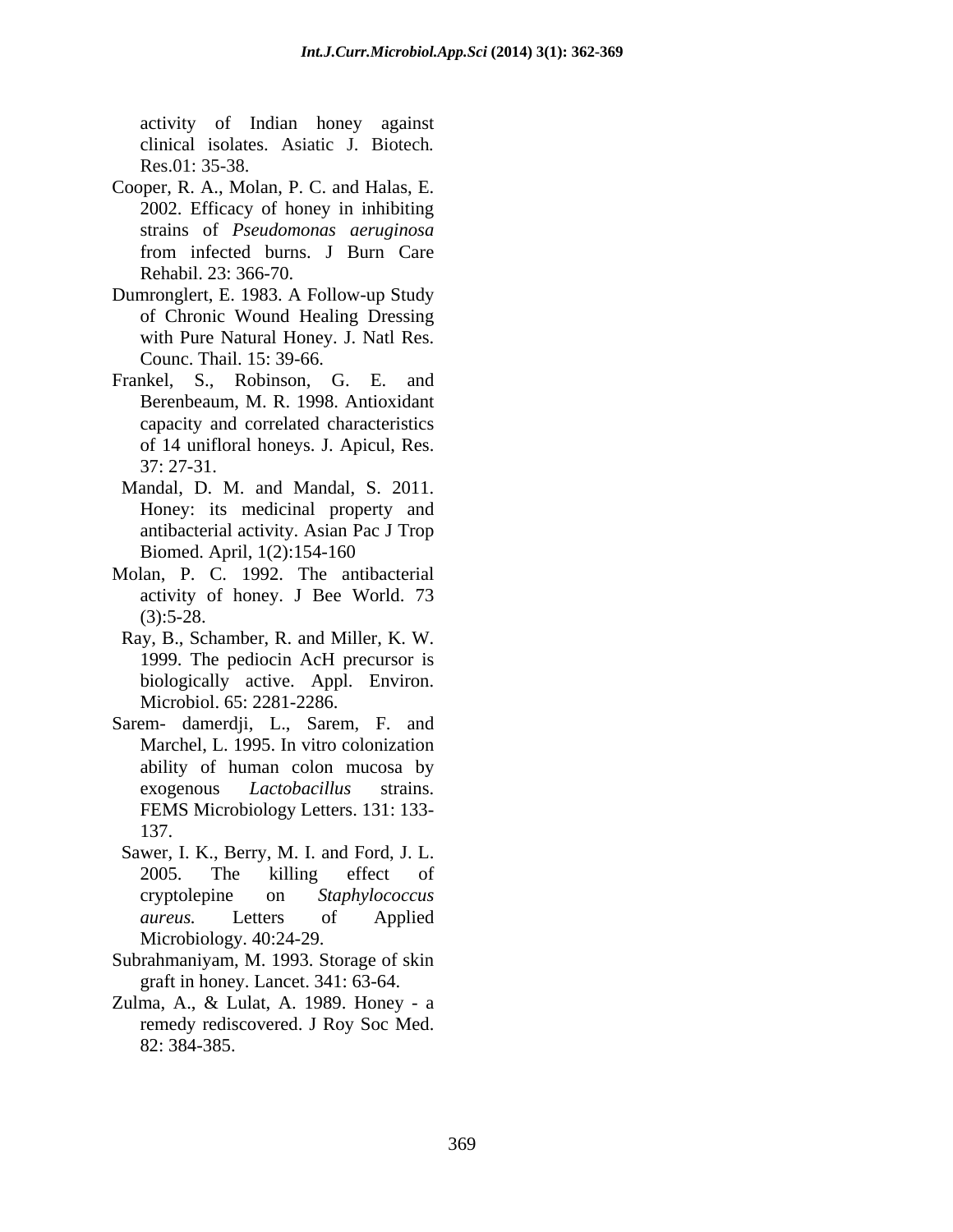activity of Indian honey against clinical isolates. Asiatic J. Biotech. Res.01: 35-38.

Cooper, R. A., Molan, P. C. and Halas, E. 2002. Efficacy of honey in inhibiting strains of *Pseudomonas aeruginosa* from infected burns. J Burn Care Rehabil. 23: 366-70.

Dumronglert, E. 1983. A Follow-up Study of Chronic Wound Healing Dressing with Pure Natural Honey. J. Natl Res. Counc. Thail. 15: 39-66.

Frankel, S., Robinson, G. E. and Berenbeaum, M. R. 1998. Antioxidant capacity and correlated characteristics of 14 unifloral honeys. J. Apicul, Res. 37: 27-31.

Mandal, D. M. and Mandal, S. 2011. Honey: its medicinal property and antibacterial activity. Asian Pac J Trop Biomed. April, 1(2):154-160

Molan, P. C. 1992. The antibacterial activity of honey. J Bee World. 73 (3):5-28.

Ray, B., Schamber, R. and Miller, K. W. 1999. The pediocin AcH precursor is biologically active. Appl. Environ. Microbiol. 65: 2281-2286.

Sarem- damerdji, L., Sarem, F. and Marchel, L. 1995. In vitro colonization ability of human colon mucosa by exogenous *Lactobacillus* strains. FEMS Microbiology Letters. 131: 133-137.

Sawer, I. K., Berry, M. I. and Ford, J. L. 2005. The killing effect of cryptolepine on *Staphylococcus aureus.* Letters of Applied Microbiology. 40:24-29.

Subrahmaniyam, M. 1993. Storage of skin graft in honey. Lancet. 341: 63-64.

Zulma, A., & Lulat, A. 1989. Honey - a remedy rediscovered. J Roy Soc Med. 82: 384-385.